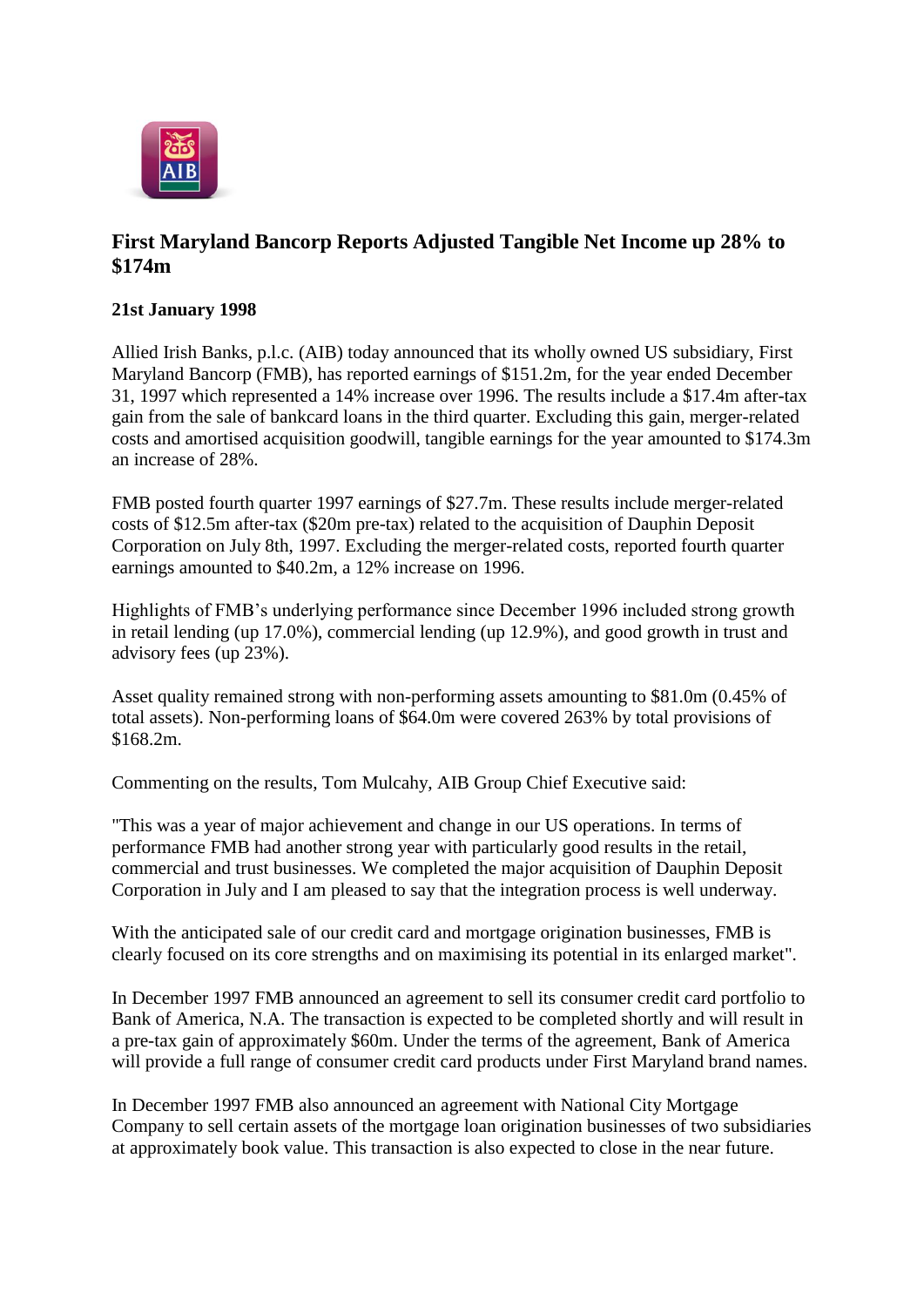## First Maryland Bancorp Reports Adjusted Tangible Net Income up 28% to $174m

**21st January 1998**

Allied Irish Banks, p.l.c. (AIB) today announced that its wholly owned US subsidiary, First Maryland Bancorp (FMB), has reported earnings of $151.2m, for the year ended December 31, 1997 which represented a 14% increase over 1996. The results include a $17.4m after-tax gain from the sale of bankcard loans in the third quarter. Excluding this gain, merger-related costs and amortised acquisition goodwill, tangible earnings for the year amounted to $174.3m an increase of 28%.

FMB posted fourth quarter 1997 earnings of $27.7m. These results include merger-related costs of $12.5m after-tax ($20m pre-tax) related to the acquisition of Dauphin Deposit Corporation on July 8th, 1997. Excluding the merger-related costs, reported fourth quarter earnings amounted to $40.2m, a 12% increase on 1996.

Highlights of FMB's underlying performance since December 1996 included strong growth in retail lending (up 17.0%), commercial lending (up 12.9%), and good growth in trust and advisory fees (up 23%).

Asset quality remained strong with non-performing assets amounting to $81.0m (0.45% of total assets). Non-performing loans of $64.0m were covered 263% by total provisions of $168.2m.

Commenting on the results, Tom Mulcahy, AIB Group Chief Executive said:

"This was a year of major achievement and change in our US operations. In terms of performance FMB had another strong year with particularly good results in the retail, commercial and trust businesses. We completed the major acquisition of Dauphin Deposit Corporation in July and I am pleased to say that the integration process is well underway.

With the anticipated sale of our credit card and mortgage origination businesses, FMB is clearly focused on its core strengths and on maximising its potential in its enlarged market".

In December 1997 FMB announced an agreement to sell its consumer credit card portfolio to Bank of America, N.A. The transaction is expected to be completed shortly and will result in a pre-tax gain of approximately $60m. Under the terms of the agreement, Bank of America will provide a full range of consumer credit card products under First Maryland brand names.

In December 1997 FMB also announced an agreement with National City Mortgage Company to sell certain assets of the mortgage loan origination businesses of two subsidiaries at approximately book value. This transaction is also expected to close in the near future.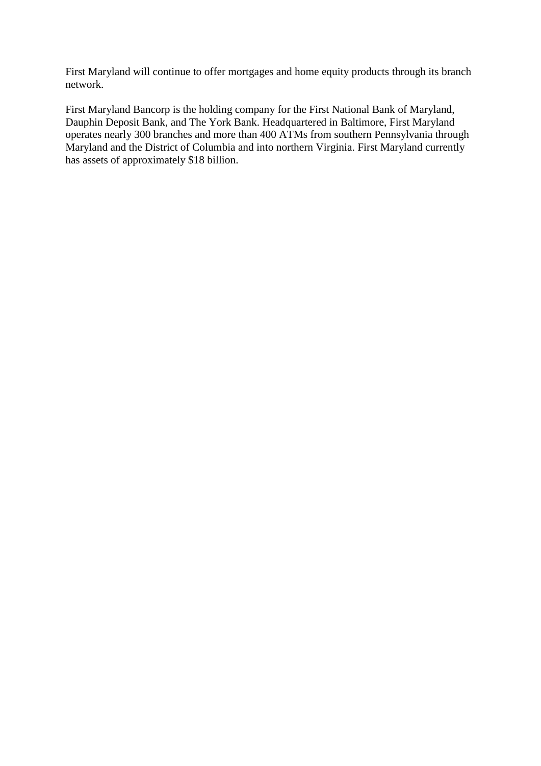First Maryland will continue to offer mortgages and home equity products through its branch network.

First Maryland Bancorp is the holding company for the First National Bank of Maryland, Dauphin Deposit Bank, and The York Bank. Headquartered in Baltimore, First Maryland operates nearly 300 branches and more than 400 ATMs from southern Pennsylvania through Maryland and the District of Columbia and into northern Virginia. First Maryland currently has assets of approximately $18 billion.